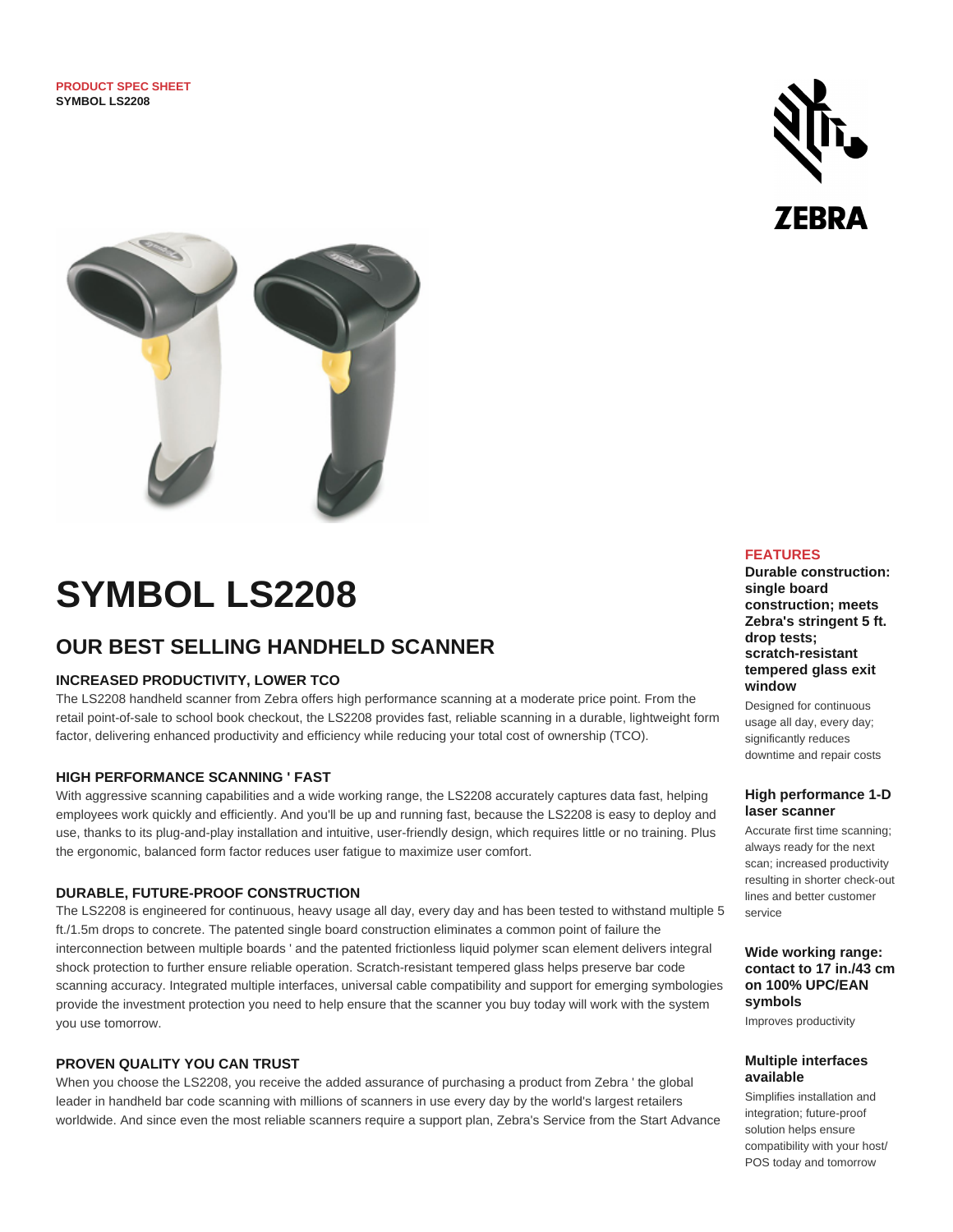**PRODUCT SPEC SHEET**
**SYMBOL LS2208**

ZEBRA

# SYMBOL LS2208

## OUR BEST SELLING HANDHELD SCANNER

### INCREASED PRODUCTIVITY, LOWER TCO

The LS2208 handheld scanner from Zebra offers high performance scanning at a moderate price point. From the retail point-of-sale to school book checkout, the LS2208 provides fast, reliable scanning in a durable, lightweight form factor, delivering enhanced productivity and efficiency while reducing your total cost of ownership (TCO).

### HIGH PERFORMANCE SCANNING ' FAST

With aggressive scanning capabilities and a wide working range, the LS2208 accurately captures data fast, helping employees work quickly and efficiently. And you'll be up and running fast, because the LS2208 is easy to deploy and use, thanks to its plug-and-play installation and intuitive, user-friendly design, which requires little or no training. Plus the ergonomic, balanced form factor reduces user fatigue to maximize user comfort.

### DURABLE, FUTURE-PROOF CONSTRUCTION

The LS2208 is engineered for continuous, heavy usage all day, every day and has been tested to withstand multiple 5 ft./1.5m drops to concrete. The patented single board construction eliminates a common point of failure the interconnection between multiple boards ' and the patented frictionless liquid polymer scan element delivers integral shock protection to further ensure reliable operation. Scratch-resistant tempered glass helps preserve bar code scanning accuracy. Integrated multiple interfaces, universal cable compatibility and support for emerging symbologies provide the investment protection you need to help ensure that the scanner you buy today will work with the system you use tomorrow.

### PROVEN QUALITY YOU CAN TRUST

When you choose the LS2208, you receive the added assurance of purchasing a product from Zebra ' the global leader in handheld bar code scanning with millions of scanners in use every day by the world's largest retailers worldwide. And since even the most reliable scanners require a support plan, Zebra's Service from the Start Advance

## FEATURES

**Durable construction: single board construction; meets Zebra's stringent 5 ft. drop tests; scratch-resistant tempered glass exit window**

Designed for continuous usage all day, every day; significantly reduces downtime and repair costs

**High performance 1-D laser scanner**

Accurate first time scanning; always ready for the next scan; increased productivity resulting in shorter check-out lines and better customer service

**Wide working range: contact to 17 in./43 cm on 100% UPC/EAN symbols**

Improves productivity

**Multiple interfaces available**

Simplifies installation and integration; future-proof solution helps ensure compatibility with your host/ POS today and tomorrow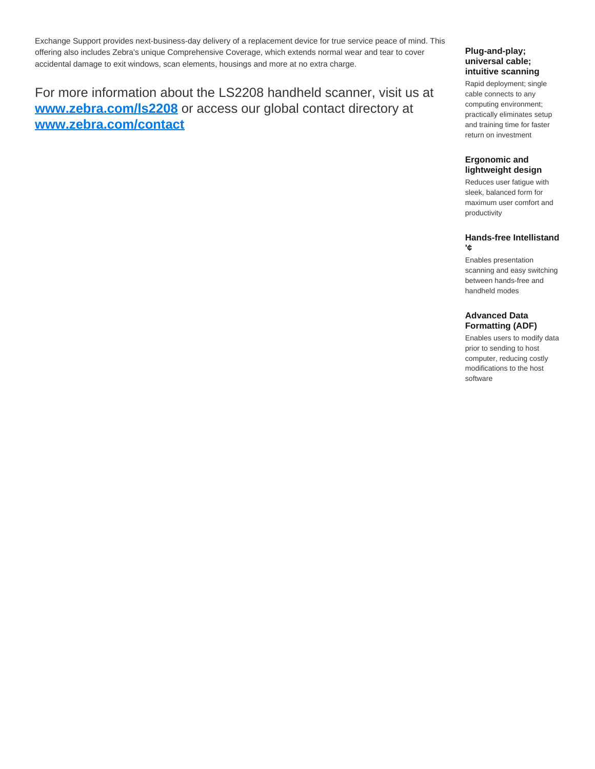Exchange Support provides next-business-day delivery of a replacement device for true service peace of mind. This offering also includes Zebra's unique Comprehensive Coverage, which extends normal wear and tear to cover accidental damage to exit windows, scan elements, housings and more at no extra charge.

For more information about the LS2208 handheld scanner, visit us at **[www.zebra.com/ls2208](http://www.zebra.com/ls2208)** or access our global contact directory at **[www.zebra.com/contact](http://www.zebra.com/contact)**

**Plug-and-play; universal cable; intuitive scanning**

Rapid deployment; single cable connects to any computing environment; practically eliminates setup and training time for faster return on investment

**Ergonomic and lightweight design**

Reduces user fatigue with sleek, balanced form for maximum user comfort and productivity

**Hands-free Intellistand '¢**

Enables presentation scanning and easy switching between hands-free and handheld modes

**Advanced Data Formatting (ADF)**

Enables users to modify data prior to sending to host computer, reducing costly modifications to the host software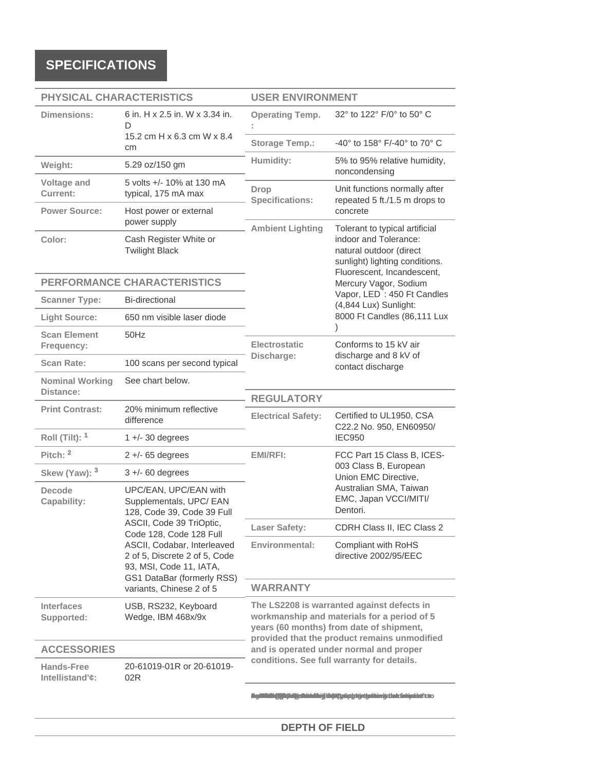## SPECIFICATIONS

### PHYSICAL CHARACTERISTICS

| | |
|---|---|
| Dimensions: | 6 in. H x 2.5 in. W x 3.34 in. D<br>15.2 cm H x 6.3 cm W x 8.4 cm |
| Weight: | 5.29 oz/150 gm |
| Voltage and Current: | 5 volts +/- 10% at 130 mA typical, 175 mA max |
| Power Source: | Host power or external power supply |
| Color: | Cash Register White or Twilight Black |

### PERFORMANCE CHARACTERISTICS

| | |
|---|---|
| Scanner Type: | Bi-directional |
| Light Source: | 650 nm visible laser diode |
| Scan Element Frequency: | 50Hz |
| Scan Rate: | 100 scans per second typical |
| Nominal Working Distance: | See chart below. |
| Print Contrast: | 20% minimum reflective difference |
| Roll (Tilt): [1] | 1 +/- 30 degrees |
| Pitch: [2] | 2 +/- 65 degrees |
| Skew (Yaw): [3] | 3 +/- 60 degrees |
| Decode Capability: | UPC/EAN, UPC/EAN with Supplementals, UPC/ EAN 128, Code 39, Code 39 Full ASCII, Code 39 TriOptic, Code 128, Code 128 Full ASCII, Codabar, Interleaved 2 of 5, Discrete 2 of 5, Code 93, MSI, Code 11, IATA, GS1 DataBar (formerly RSS) variants, Chinese 2 of 5 |
| Interfaces Supported: | USB, RS232, Keyboard Wedge, IBM 468x/9x |

### ACCESSORIES

| | |
|---|---|
| Hands-Free Intellistand'¢: | 20-61019-01R or 20-61019-02R |

### USER ENVIRONMENT

| | |
|---|---|
| Operating Temp. : | 32° to 122° F/0° to 50° C |
| Storage Temp.: | -40° to 158° F/-40° to 70° C |
| Humidity: | 5% to 95% relative humidity, noncondensing |
| Drop Specifications: | Unit functions normally after repeated 5 ft./1.5 m drops to concrete |
| Ambient Lighting | Tolerant to typical artificial indoor and Tolerance: natural outdoor (direct sunlight) lighting conditions. Fluorescent, Incandescent, Mercury Vapor, Sodium Vapor, LED [4]: 450 Ft Candles (4,844 Lux) Sunlight: 8000 Ft Candles (86,111 Lux ) |
| Electrostatic Discharge: | Conforms to 15 kV air discharge and 8 kV of contact discharge |

### REGULATORY

| | |
|---|---|
| Electrical Safety: | Certified to UL1950, CSA C22.2 No. 950, EN60950/ IEC950 |
| EMI/RFI: | FCC Part 15 Class B, ICES-003 Class B, European Union EMC Directive, Australian SMA, Taiwan EMC, Japan VCCI/MITI/ Dentori. |
| Laser Safety: | CDRH Class II, IEC Class 2 |
| Environmental: | Compliant with RoHS directive 2002/95/EEC |

### WARRANTY

**The LS2208 is warranted against defects in workmanship and materials for a period of 5 years (60 months) from date of shipment, provided that the product remains unmodified and is operated under normal and proper conditions. See full warranty for details.**

### DEPTH OF FIELD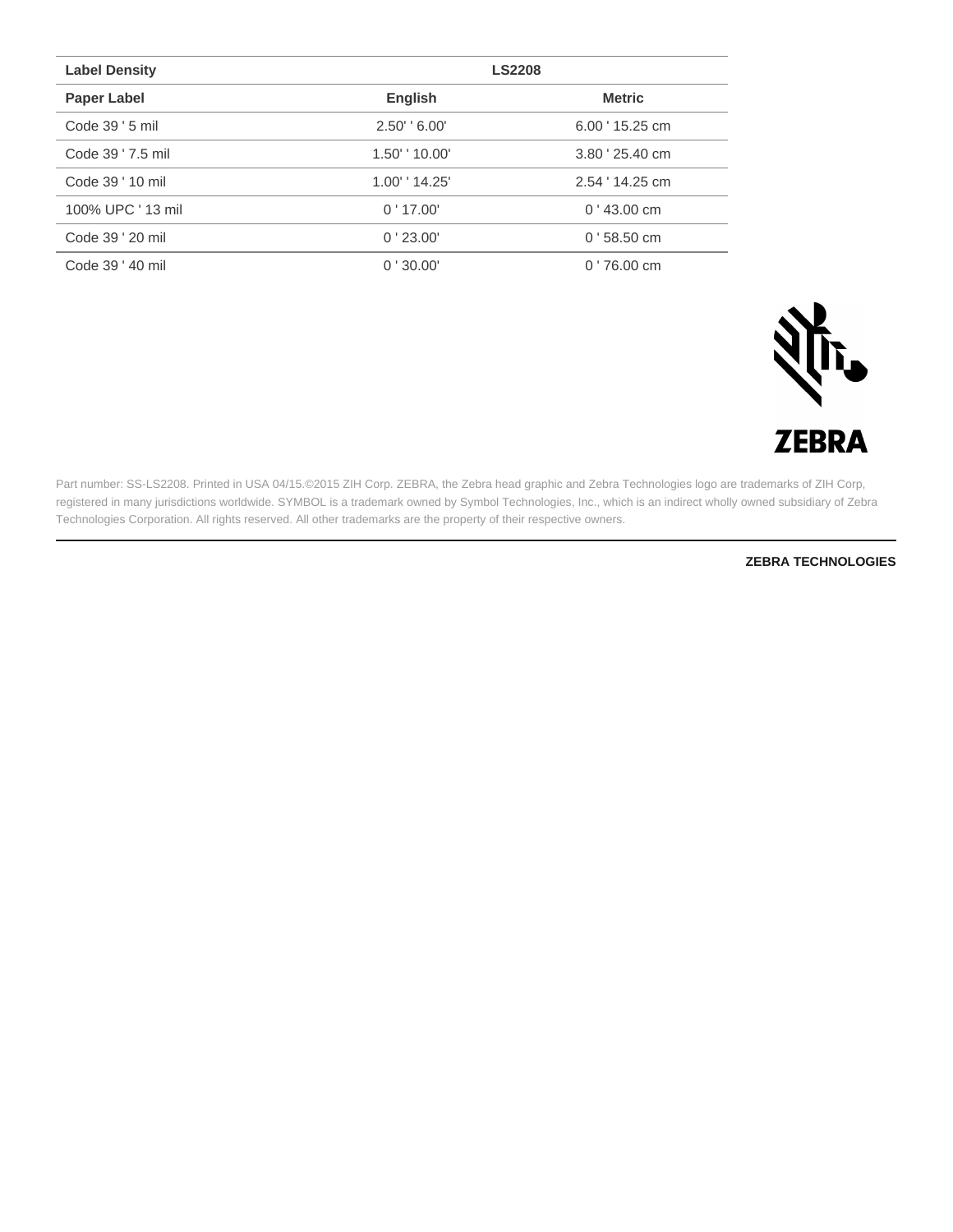| Label Density | LS2208 | |
|---|---|---|
| **Paper Label** | **English** | **Metric** |
| Code 39 ' 5 mil | 2.50' ' 6.00' | 6.00 ' 15.25 cm |
| Code 39 ' 7.5 mil | 1.50' ' 10.00' | 3.80 ' 25.40 cm |
| Code 39 ' 10 mil | 1.00' ' 14.25' | 2.54 ' 14.25 cm |
| 100% UPC ' 13 mil | 0 ' 17.00' | 0 ' 43.00 cm |
| Code 39 ' 20 mil | 0 ' 23.00' | 0 ' 58.50 cm |
| Code 39 ' 40 mil | 0 ' 30.00' | 0 ' 76.00 cm |

ZEBRA

Part number: SS-LS2208. Printed in USA 04/15.©2015 ZIH Corp. ZEBRA, the Zebra head graphic and Zebra Technologies logo are trademarks of ZIH Corp, registered in many jurisdictions worldwide. SYMBOL is a trademark owned by Symbol Technologies, Inc., which is an indirect wholly owned subsidiary of Zebra Technologies Corporation. All rights reserved. All other trademarks are the property of their respective owners.

**ZEBRA TECHNOLOGIES**